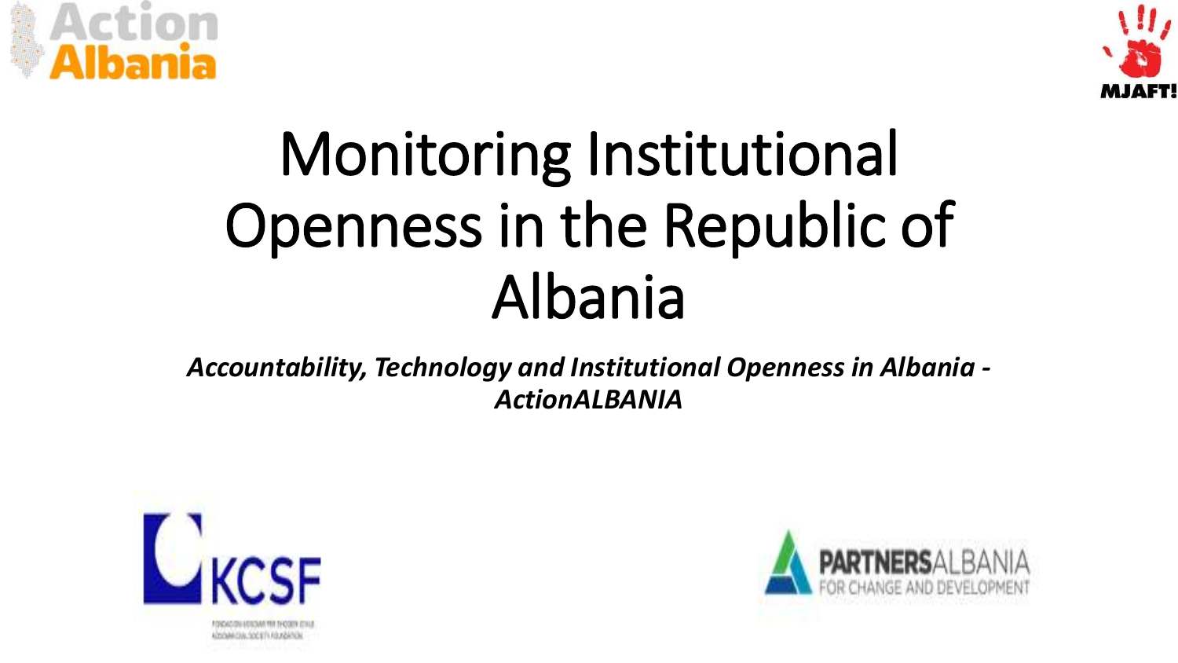# Monitoring Institutional Openness in the Republic of Albania

***Accountability, Technology and Institutional Openness in Albania - ActionALBANIA***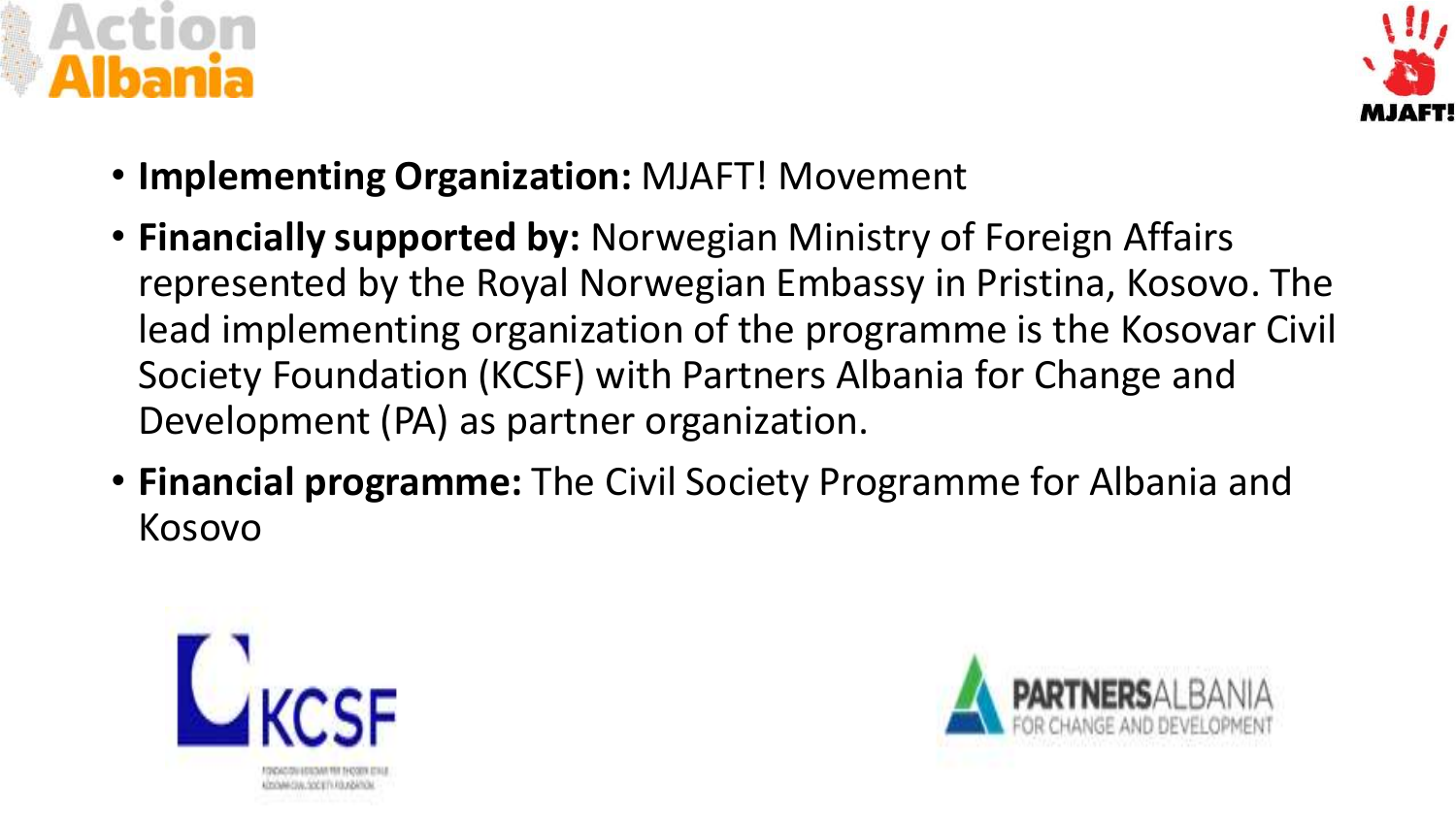- **Implementing Organization:** MJAFT! Movement
- **Financially supported by:** Norwegian Ministry of Foreign Affairs represented by the Royal Norwegian Embassy in Pristina, Kosovo. The lead implementing organization of the programme is the Kosovar Civil Society Foundation (KCSF) with Partners Albania for Change and Development (PA) as partner organization.
- **Financial programme:** The Civil Society Programme for Albania and Kosovo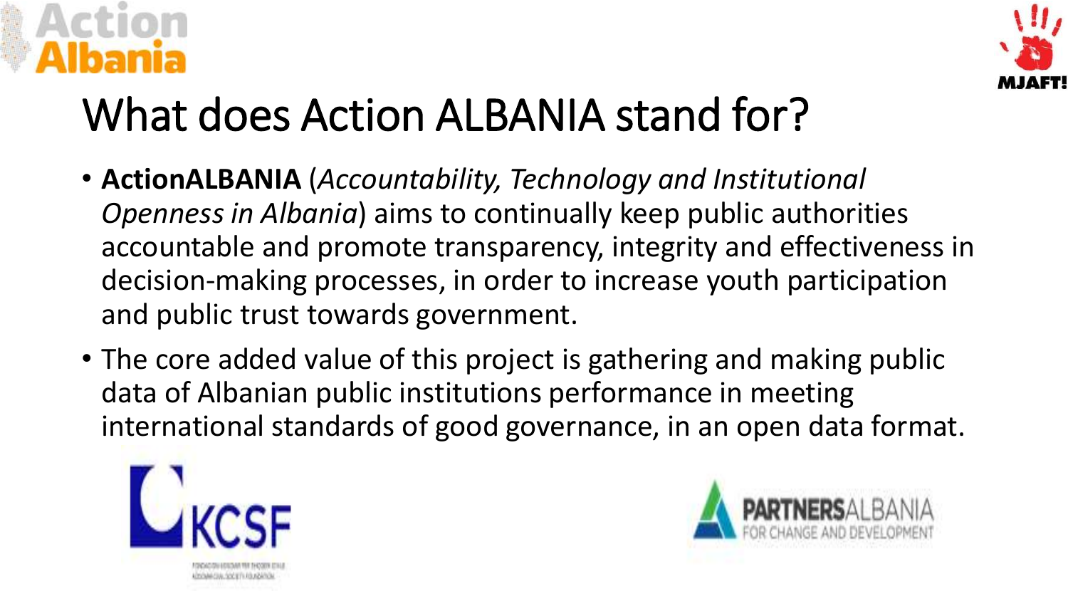# What does Action ALBANIA stand for?

- **ActionALBANIA** (*Accountability, Technology and Institutional Openness in Albania*) aims to continually keep public authorities accountable and promote transparency, integrity and effectiveness in decision-making processes, in order to increase youth participation and public trust towards government.
- The core added value of this project is gathering and making public data of Albanian public institutions performance in meeting international standards of good governance, in an open data format.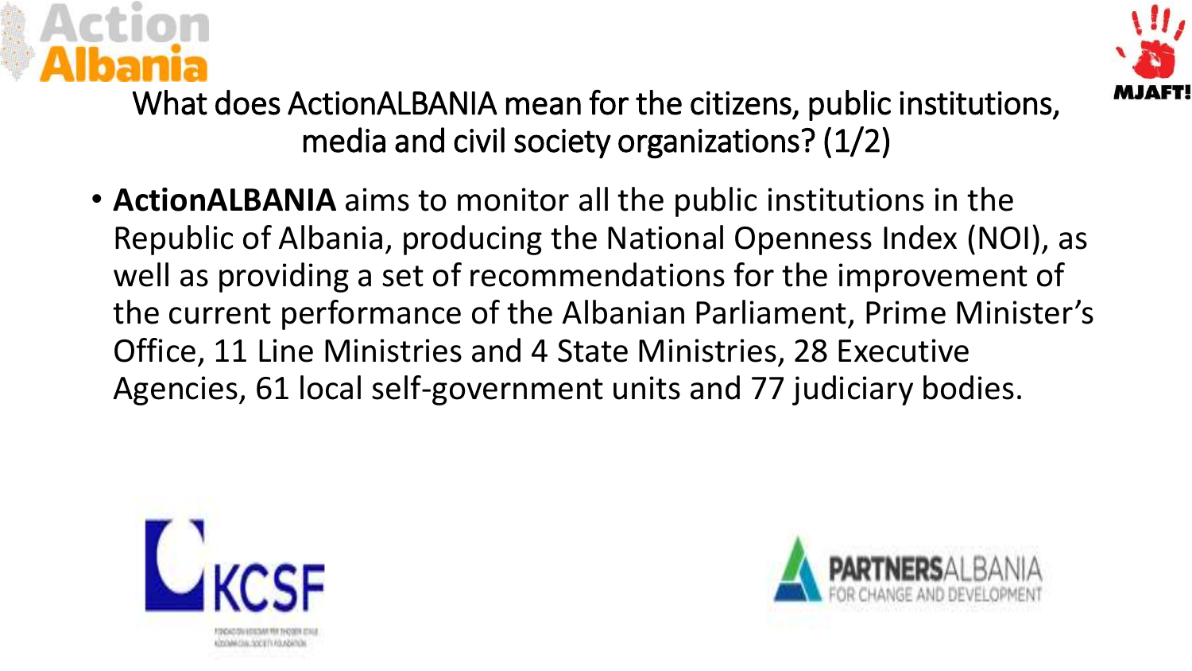# What does ActionALBANIA mean for the citizens, public institutions, media and civil society organizations? (1/2)

- **ActionALBANIA** aims to monitor all the public institutions in the Republic of Albania, producing the National Openness Index (NOI), as well as providing a set of recommendations for the improvement of the current performance of the Albanian Parliament, Prime Minister's Office, 11 Line Ministries and 4 State Ministries, 28 Executive Agencies, 61 local self-government units and 77 judiciary bodies.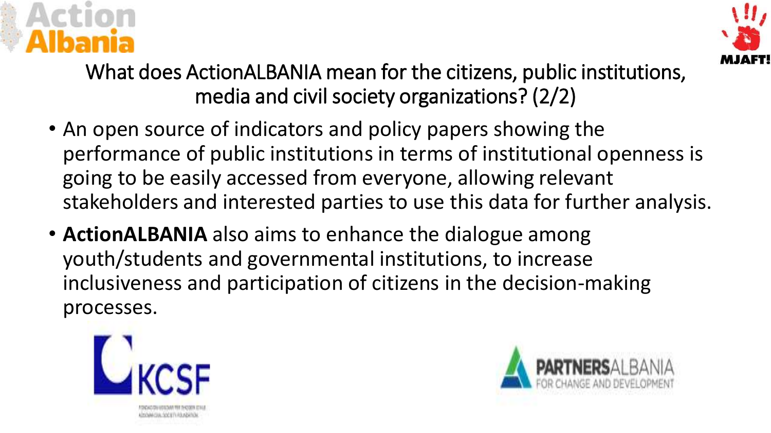# What does ActionALBANIA mean for the citizens, public institutions, media and civil society organizations? (2/2)

- An open source of indicators and policy papers showing the performance of public institutions in terms of institutional openness is going to be easily accessed from everyone, allowing relevant stakeholders and interested parties to use this data for further analysis.
- **ActionALBANIA** also aims to enhance the dialogue among youth/students and governmental institutions, to increase inclusiveness and participation of citizens in the decision-making processes.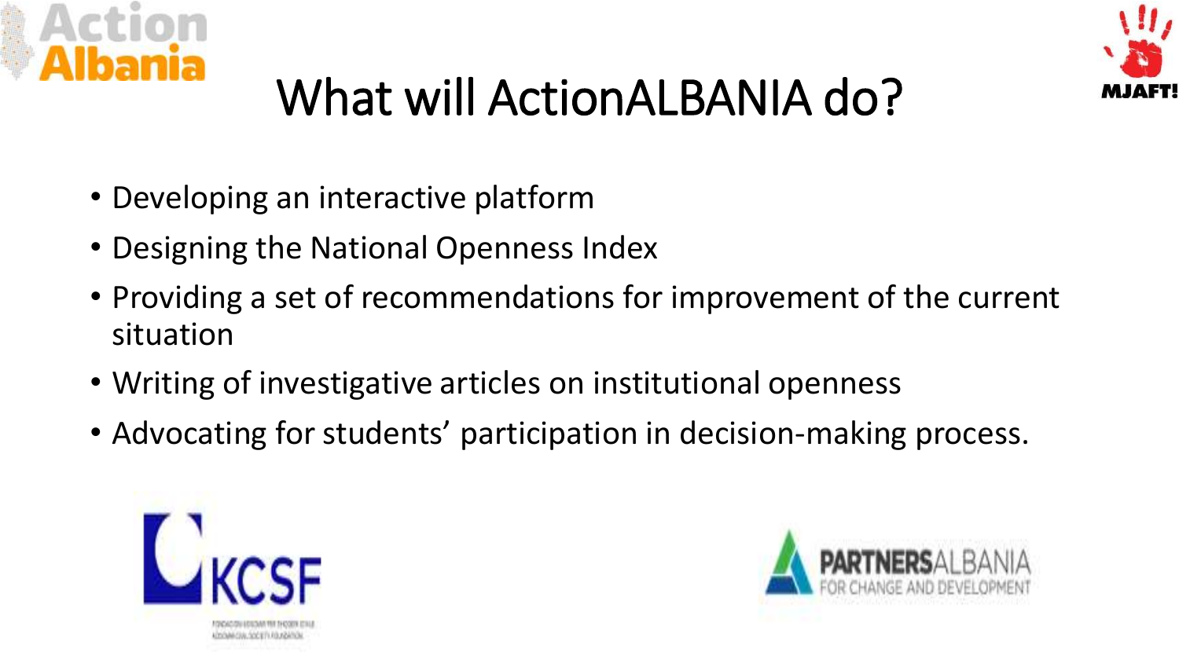# What will ActionALBANIA do?

- Developing an interactive platform
- Designing the National Openness Index
- Providing a set of recommendations for improvement of the current situation
- Writing of investigative articles on institutional openness
- Advocating for students' participation in decision-making process.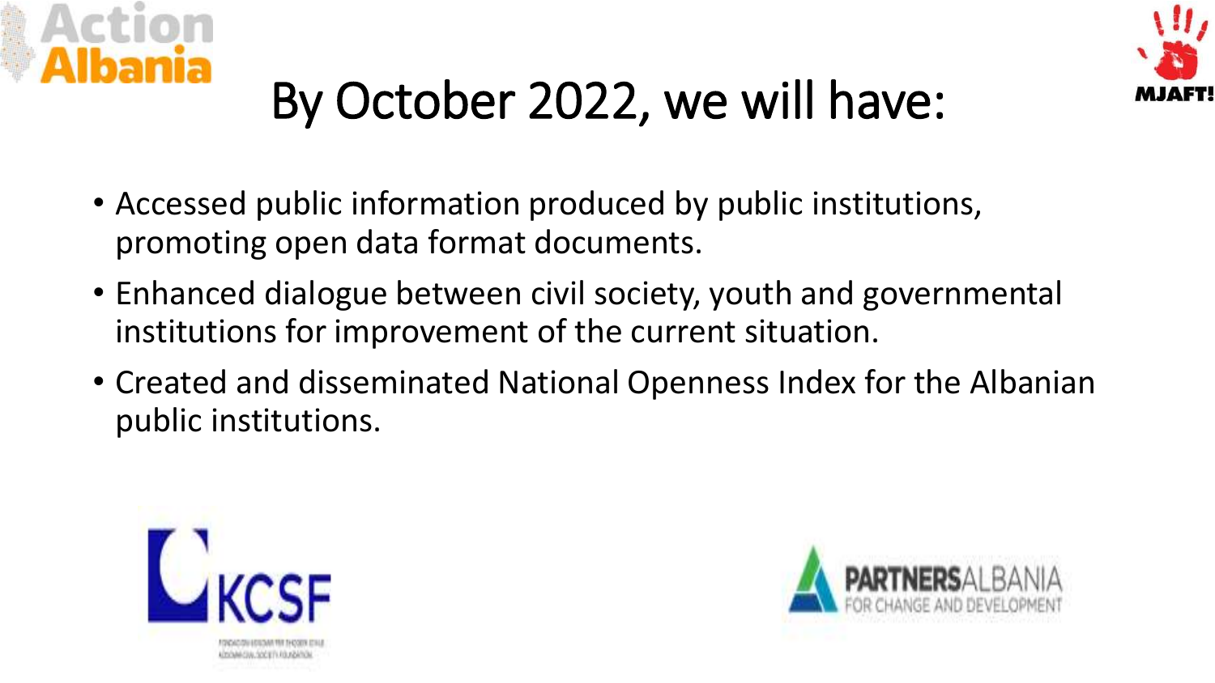# By October 2022, we will have:

- Accessed public information produced by public institutions, promoting open data format documents.
- Enhanced dialogue between civil society, youth and governmental institutions for improvement of the current situation.
- Created and disseminated National Openness Index for the Albanian public institutions.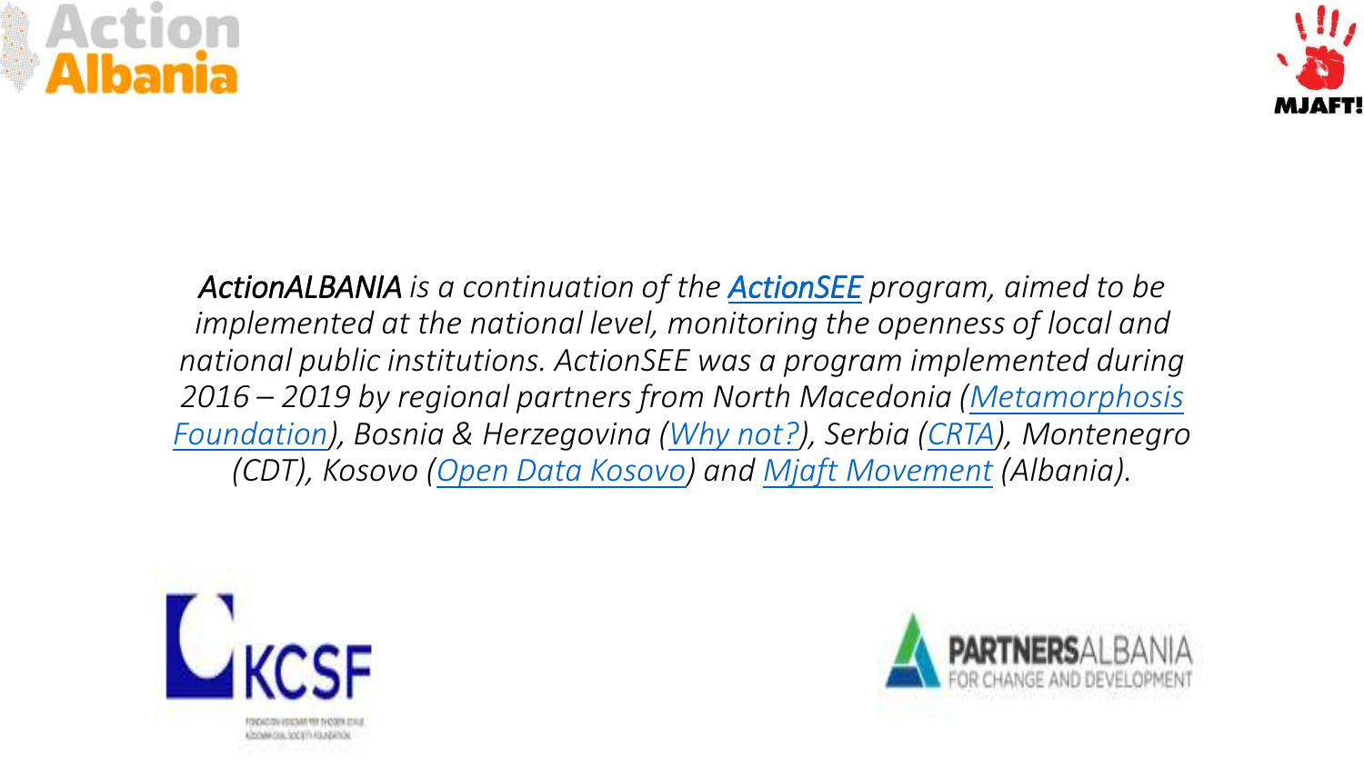*ActionALBANIA is a continuation of the ActionSEE program, aimed to be implemented at the national level, monitoring the openness of local and national public institutions. ActionSEE was a program implemented during 2016 – 2019 by regional partners from North Macedonia (Metamorphosis Foundation), Bosnia & Herzegovina (Why not?), Serbia (CRTA), Montenegro (CDT), Kosovo (Open Data Kosovo) and Mjaft Movement (Albania).*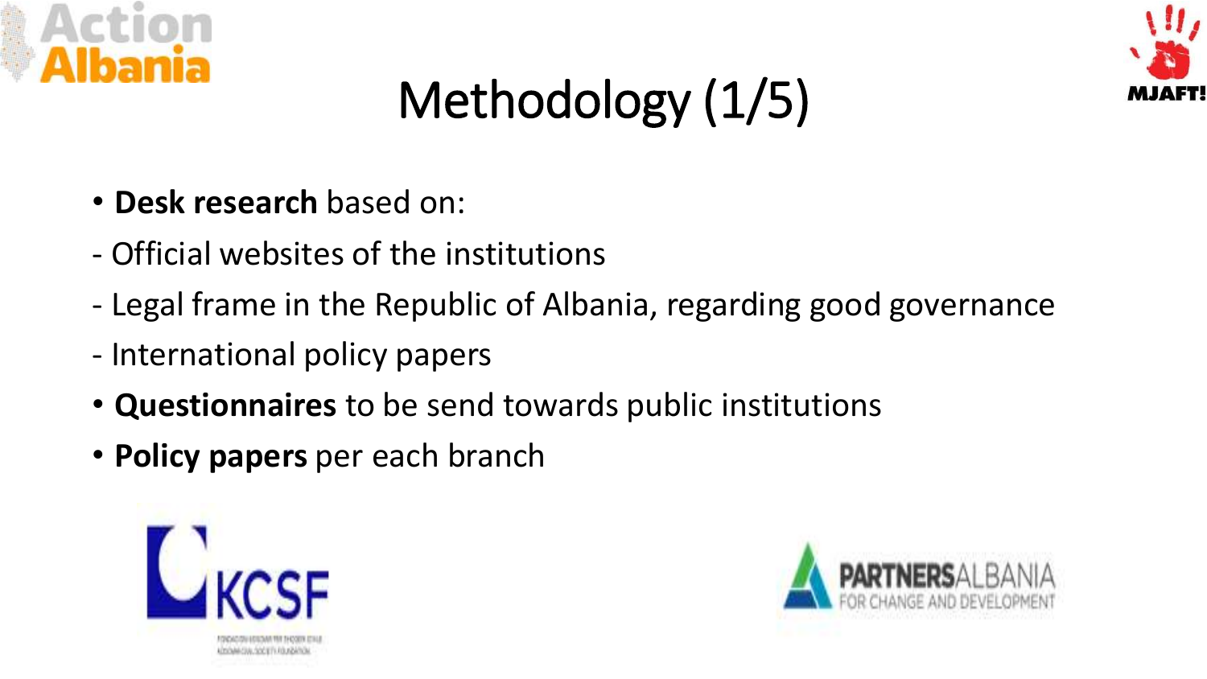# Methodology (1/5)

- **Desk research** based on:

- Official websites of the institutions
- Legal frame in the Republic of Albania, regarding good governance
- International policy papers

- **Questionnaires** to be send towards public institutions
- **Policy papers** per each branch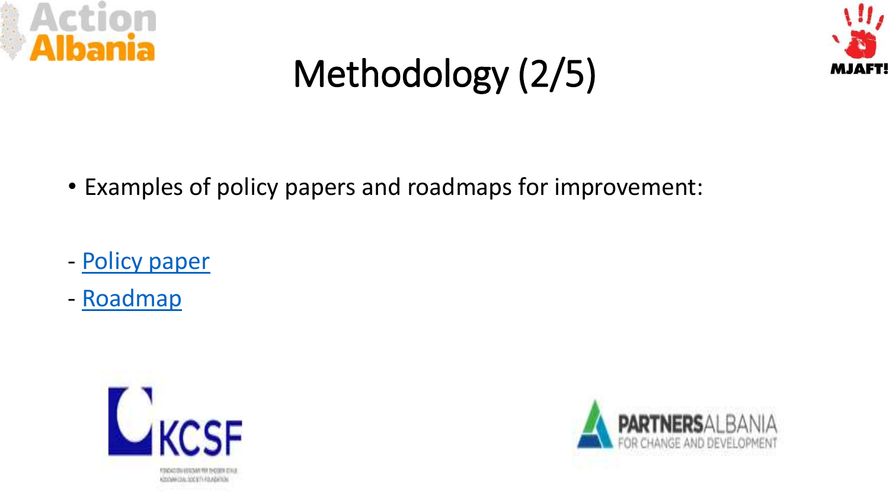# Methodology (2/5)

- Examples of policy papers and roadmaps for improvement:

- Policy paper
- Roadmap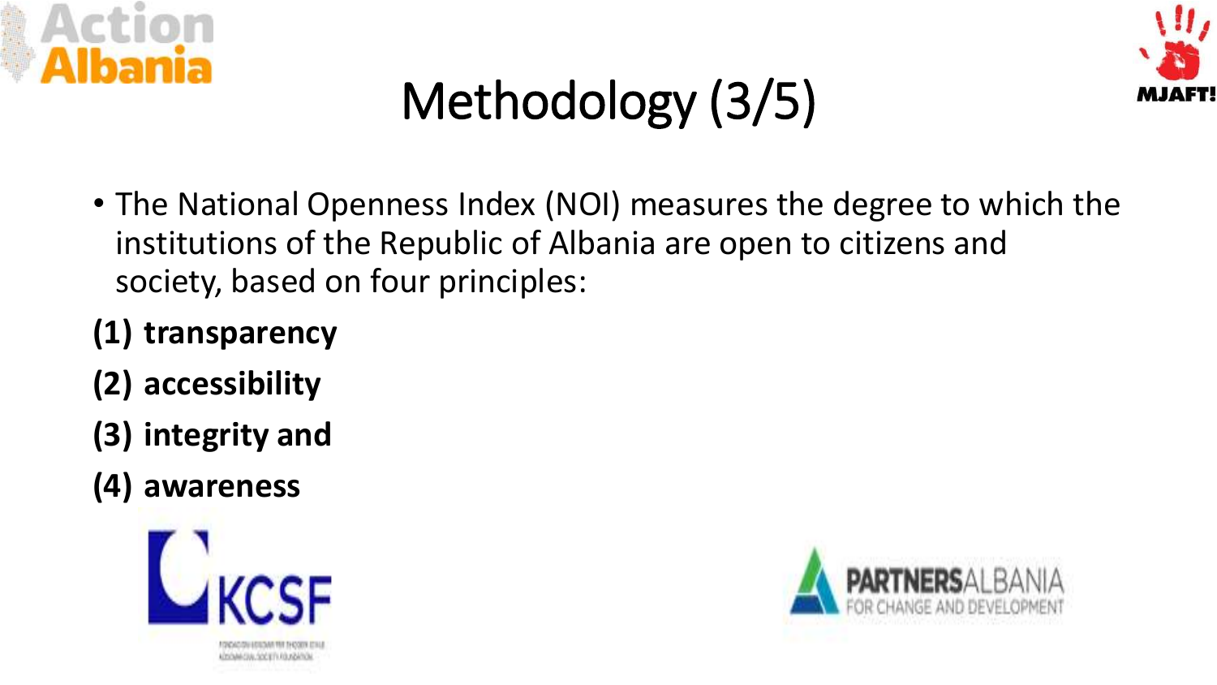# Methodology (3/5)

- The National Openness Index (NOI) measures the degree to which the institutions of the Republic of Albania are open to citizens and society, based on four principles:

**(1) transparency**

**(2) accessibility**

**(3) integrity and**

**(4) awareness**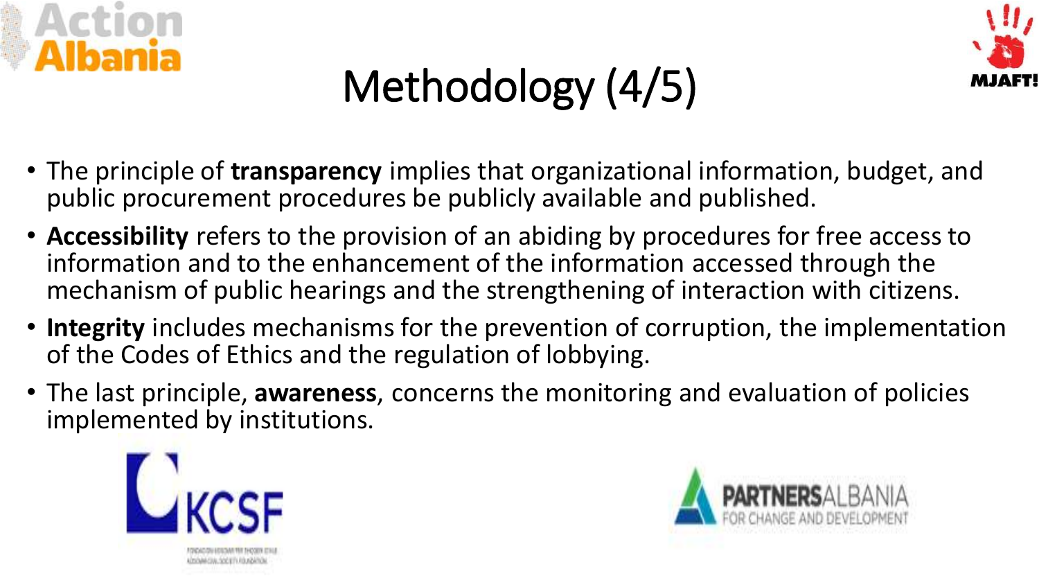# Methodology (4/5)

- The principle of **transparency** implies that organizational information, budget, and public procurement procedures be publicly available and published.
- **Accessibility** refers to the provision of an abiding by procedures for free access to information and to the enhancement of the information accessed through the mechanism of public hearings and the strengthening of interaction with citizens.
- **Integrity** includes mechanisms for the prevention of corruption, the implementation of the Codes of Ethics and the regulation of lobbying.
- The last principle, **awareness**, concerns the monitoring and evaluation of policies implemented by institutions.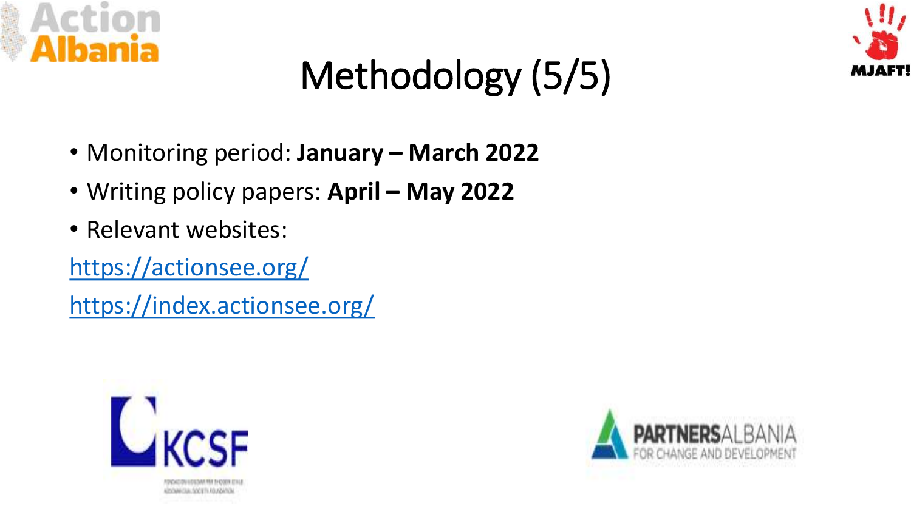# Methodology (5/5)

- Monitoring period: **January – March 2022**
- Writing policy papers: **April – May 2022**
- Relevant websites:

https://actionsee.org/

https://index.actionsee.org/